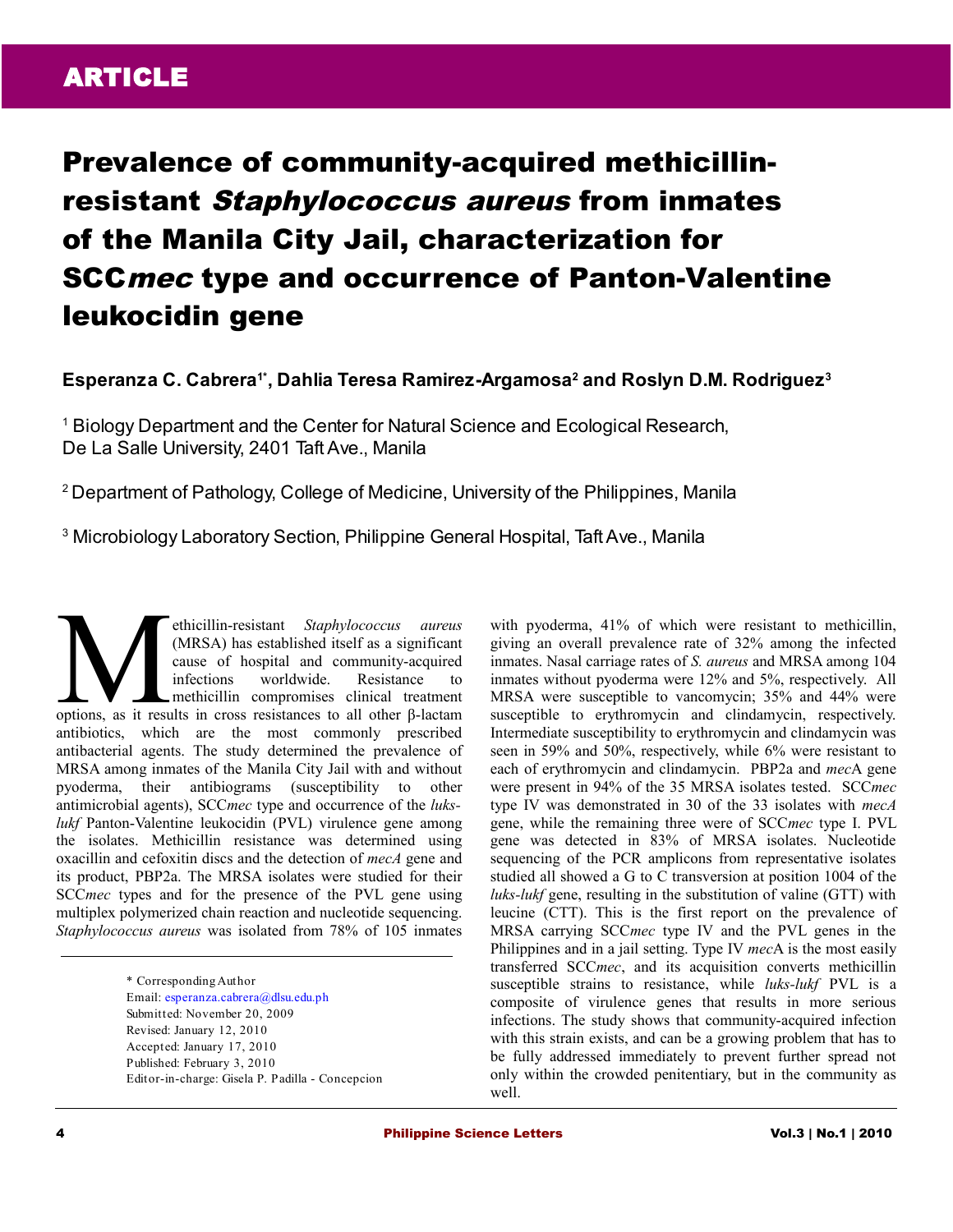ARTICLE

# Prevalence of community-acquired methicillin-resistant *Staphylococcus aureus* from inmates of the Manila City Jail, characterization for SCC*mec* type and occurrence of Panton-Valentine leukocidin gene

**Esperanza C. Cabrera[1*], Dahlia Teresa Ramirez-Argamosa[2] and Roslyn D.M. Rodriguez[3]**

[1] Biology Department and the Center for Natural Science and Ecological Research, De La Salle University, 2401 Taft Ave., Manila

[2] Department of Pathology, College of Medicine, University of the Philippines, Manila

[3] Microbiology Laboratory Section, Philippine General Hospital, Taft Ave., Manila

Methicillin-resistant *Staphylococcus aureus* (MRSA) has established itself as a significant cause of hospital and community-acquired infections worldwide. Resistance to methicillin compromises clinical treatment options, as it results in cross resistances to all other β-lactam antibiotics, which are the most commonly prescribed antibacterial agents. The study determined the prevalence of MRSA among inmates of the Manila City Jail with and without pyoderma, their antibiograms (susceptibility to other antimicrobial agents), SCC*mec* type and occurrence of the *luks-lukf* Panton-Valentine leukocidin (PVL) virulence gene among the isolates. Methicillin resistance was determined using oxacillin and cefoxitin discs and the detection of *mecA* gene and its product, PBP2a. The MRSA isolates were studied for their SCC*mec* types and for the presence of the PVL gene using multiplex polymerized chain reaction and nucleotide sequencing. *Staphylococcus aureus* was isolated from 78% of 105 inmates with pyoderma, 41% of which were resistant to methicillin, giving an overall prevalence rate of 32% among the infected inmates. Nasal carriage rates of *S. aureus* and MRSA among 104 inmates without pyoderma were 12% and 5%, respectively. All MRSA were susceptible to vancomycin; 35% and 44% were susceptible to erythromycin and clindamycin, respectively. Intermediate susceptibility to erythromycin and clindamycin was seen in 59% and 50%, respectively, while 6% were resistant to each of erythromycin and clindamycin. PBP2a and *mec*A gene were present in 94% of the 35 MRSA isolates tested. SCC*mec* type IV was demonstrated in 30 of the 33 isolates with *mecA* gene, while the remaining three were of SCC*mec* type I. PVL gene was detected in 83% of MRSA isolates. Nucleotide sequencing of the PCR amplicons from representative isolates studied all showed a G to C transversion at position 1004 of the *luks-lukf* gene, resulting in the substitution of valine (GTT) with leucine (CTT). This is the first report on the prevalence of MRSA carrying SCC*mec* type IV and the PVL genes in the Philippines and in a jail setting. Type IV *mec*A is the most easily transferred SCC*mec*, and its acquisition converts methicillin susceptible strains to resistance, while *luks-lukf* PVL is a composite of virulence genes that results in more serious infections. The study shows that community-acquired infection with this strain exists, and can be a growing problem that has to be fully addressed immediately to prevent further spread not only within the crowded penitentiary, but in the community as well.

\* Corresponding Author
Email: esperanza.cabrera@dlsu.edu.ph
Submitted: November 20, 2009
Revised: January 12, 2010
Accepted: January 17, 2010
Published: February 3, 2010
Editor-in-charge: Gisela P. Padilla - Concepcion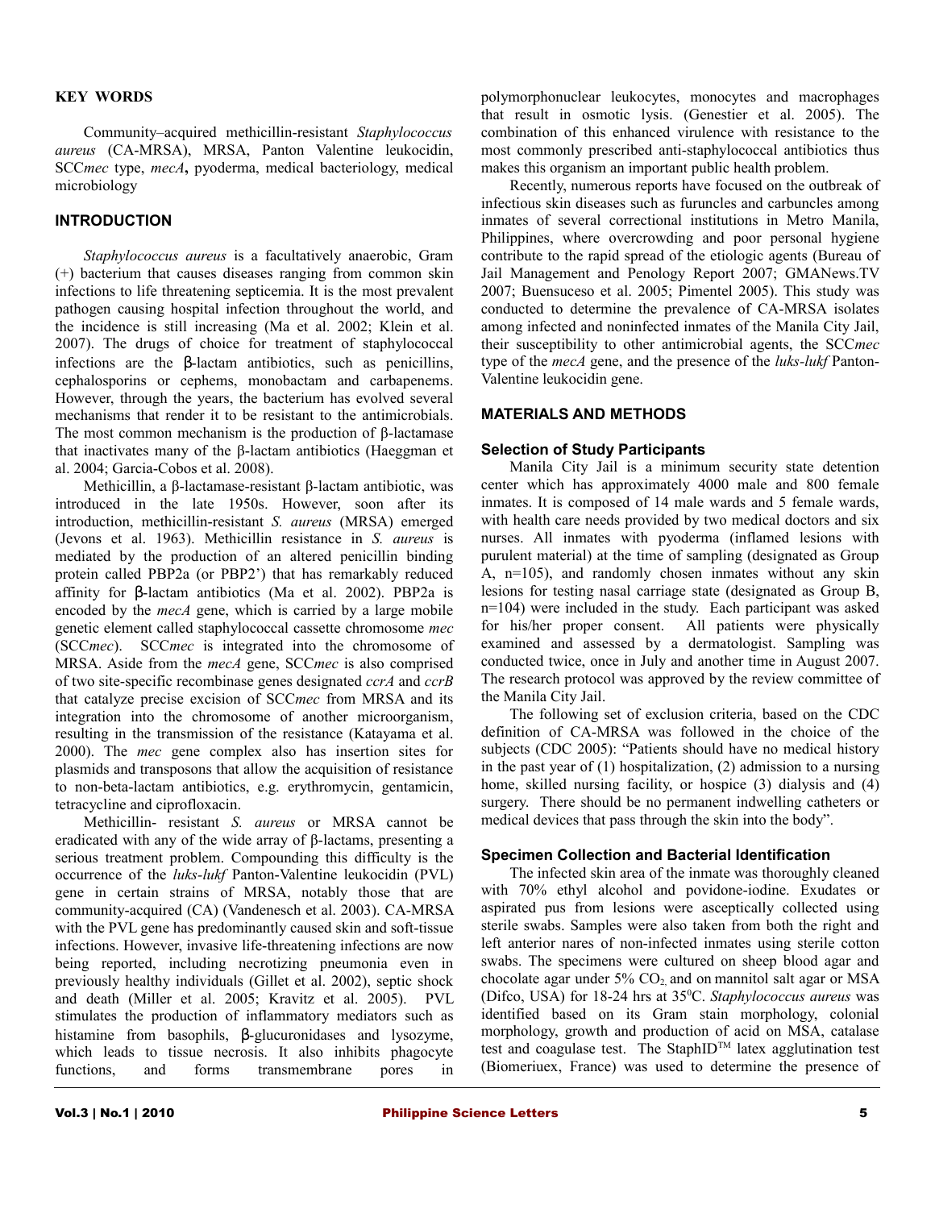### KEY WORDS

Community–acquired methicillin-resistant *Staphylococcus aureus* (CA-MRSA), MRSA, Panton Valentine leukocidin, SCC*mec* type, *mecA***,** pyoderma, medical bacteriology, medical microbiology

## INTRODUCTION

*Staphylococcus aureus* is a facultatively anaerobic, Gram (+) bacterium that causes diseases ranging from common skin infections to life threatening septicemia. It is the most prevalent pathogen causing hospital infection throughout the world, and the incidence is still increasing (Ma et al. 2002; Klein et al. 2007). The drugs of choice for treatment of staphylococcal infections are the β-lactam antibiotics, such as penicillins, cephalosporins or cephems, monobactam and carbapenems. However, through the years, the bacterium has evolved several mechanisms that render it to be resistant to the antimicrobials. The most common mechanism is the production of β-lactamase that inactivates many of the β-lactam antibiotics (Haeggman et al. 2004; Garcia-Cobos et al. 2008).

Methicillin, a β-lactamase-resistant β-lactam antibiotic, was introduced in the late 1950s. However, soon after its introduction, methicillin-resistant *S. aureus* (MRSA) emerged (Jevons et al. 1963). Methicillin resistance in *S. aureus* is mediated by the production of an altered penicillin binding protein called PBP2a (or PBP2') that has remarkably reduced affinity for β-lactam antibiotics (Ma et al. 2002). PBP2a is encoded by the *mecA* gene, which is carried by a large mobile genetic element called staphylococcal cassette chromosome *mec* (SCC*mec*). SCC*mec* is integrated into the chromosome of MRSA. Aside from the *mecA* gene, SCC*mec* is also comprised of two site-specific recombinase genes designated *ccrA* and *ccrB* that catalyze precise excision of SCC*mec* from MRSA and its integration into the chromosome of another microorganism, resulting in the transmission of the resistance (Katayama et al. 2000). The *mec* gene complex also has insertion sites for plasmids and transposons that allow the acquisition of resistance to non-beta-lactam antibiotics, e.g. erythromycin, gentamicin, tetracycline and ciprofloxacin.

Methicillin- resistant *S. aureus* or MRSA cannot be eradicated with any of the wide array of β-lactams, presenting a serious treatment problem. Compounding this difficulty is the occurrence of the *luks-lukf* Panton-Valentine leukocidin (PVL) gene in certain strains of MRSA, notably those that are community-acquired (CA) (Vandenesch et al. 2003). CA-MRSA with the PVL gene has predominantly caused skin and soft-tissue infections. However, invasive life-threatening infections are now being reported, including necrotizing pneumonia even in previously healthy individuals (Gillet et al. 2002), septic shock and death (Miller et al. 2005; Kravitz et al. 2005). PVL stimulates the production of inflammatory mediators such as histamine from basophils, β-glucuronidases and lysozyme, which leads to tissue necrosis. It also inhibits phagocyte functions, and forms transmembrane pores in polymorphonuclear leukocytes, monocytes and macrophages that result in osmotic lysis. (Genestier et al. 2005). The combination of this enhanced virulence with resistance to the most commonly prescribed anti-staphylococcal antibiotics thus makes this organism an important public health problem.

Recently, numerous reports have focused on the outbreak of infectious skin diseases such as furuncles and carbuncles among inmates of several correctional institutions in Metro Manila, Philippines, where overcrowding and poor personal hygiene contribute to the rapid spread of the etiologic agents (Bureau of Jail Management and Penology Report 2007; GMANews.TV 2007; Buensuceso et al. 2005; Pimentel 2005). This study was conducted to determine the prevalence of CA-MRSA isolates among infected and noninfected inmates of the Manila City Jail, their susceptibility to other antimicrobial agents, the SCC*mec* type of the *mecA* gene, and the presence of the *luks-lukf* Panton-Valentine leukocidin gene.

## MATERIALS AND METHODS

### Selection of Study Participants

Manila City Jail is a minimum security state detention center which has approximately 4000 male and 800 female inmates. It is composed of 14 male wards and 5 female wards, with health care needs provided by two medical doctors and six nurses. All inmates with pyoderma (inflamed lesions with purulent material) at the time of sampling (designated as Group A, n=105), and randomly chosen inmates without any skin lesions for testing nasal carriage state (designated as Group B, n=104) were included in the study. Each participant was asked for his/her proper consent. All patients were physically examined and assessed by a dermatologist. Sampling was conducted twice, once in July and another time in August 2007. The research protocol was approved by the review committee of the Manila City Jail.

The following set of exclusion criteria, based on the CDC definition of CA-MRSA was followed in the choice of the subjects (CDC 2005): "Patients should have no medical history in the past year of (1) hospitalization, (2) admission to a nursing home, skilled nursing facility, or hospice (3) dialysis and (4) surgery. There should be no permanent indwelling catheters or medical devices that pass through the skin into the body".

### Specimen Collection and Bacterial Identification

The infected skin area of the inmate was thoroughly cleaned with 70% ethyl alcohol and povidone-iodine. Exudates or aspirated pus from lesions were asceptically collected using sterile swabs. Samples were also taken from both the right and left anterior nares of non-infected inmates using sterile cotton swabs. The specimens were cultured on sheep blood agar and chocolate agar under 5% $CO_2$ and on mannitol salt agar or MSA (Difco, USA) for 18-24 hrs at 35$^0$C. *Staphylococcus aureus* was identified based on its Gram stain morphology, colonial morphology, growth and production of acid on MSA, catalase test and coagulase test. The StaphID$^{TM}$ latex agglutination test (Biomeriuex, France) was used to determine the presence of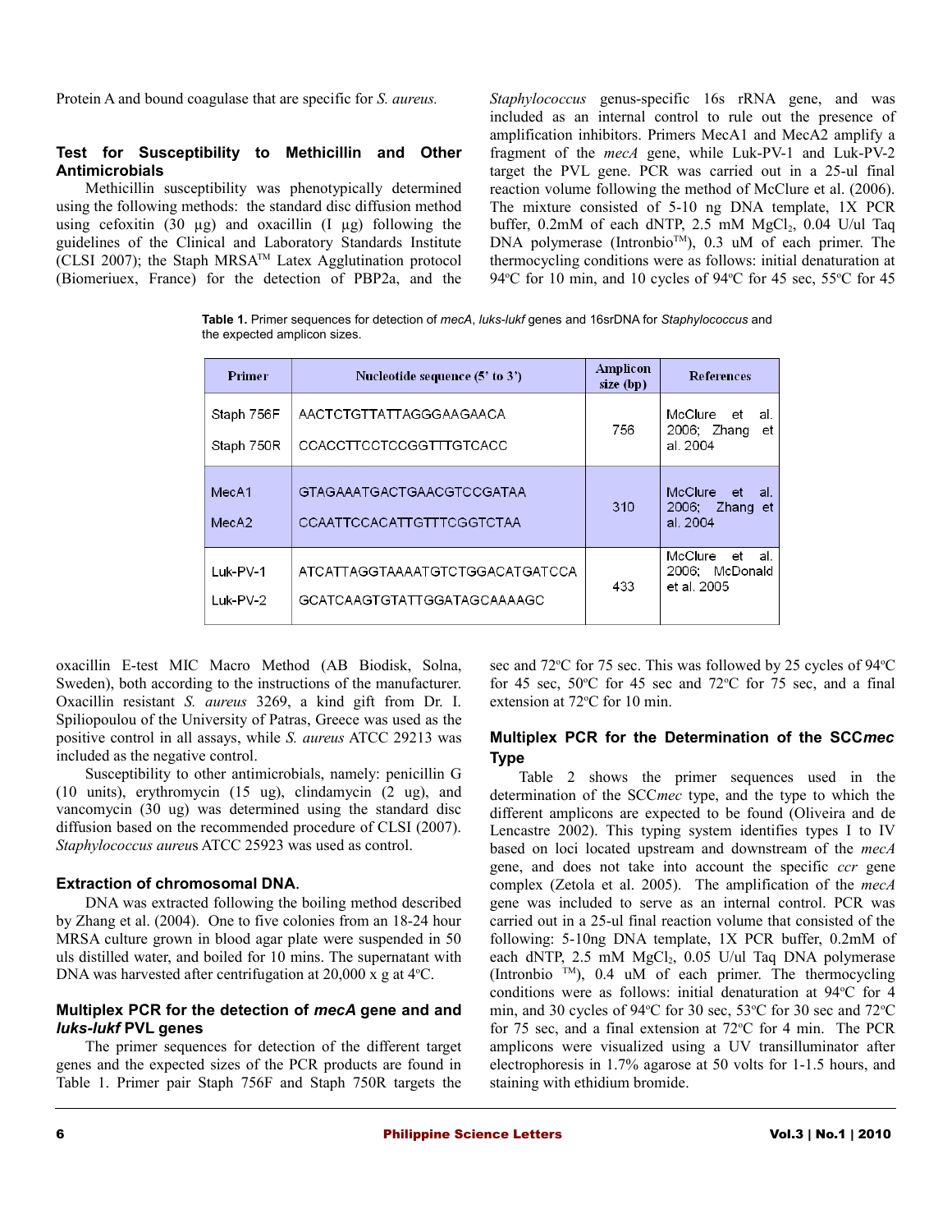Protein A and bound coagulase that are specific for *S. aureus.*

### Test for Susceptibility to Methicillin and Other Antimicrobials

Methicillin susceptibility was phenotypically determined using the following methods: the standard disc diffusion method using cefoxitin (30 µg) and oxacillin (I µg) following the guidelines of the Clinical and Laboratory Standards Institute (CLSI 2007); the Staph MRSA™ Latex Agglutination protocol (Biomeriuex, France) for the detection of PBP2a, and the oxacillin E-test MIC Macro Method (AB Biodisk, Solna, Sweden), both according to the instructions of the manufacturer. Oxacillin resistant *S. aureus* 3269, a kind gift from Dr. I. Spiliopoulou of the University of Patras, Greece was used as the positive control in all assays, while *S. aureus* ATCC 29213 was included as the negative control.

Susceptibility to other antimicrobials, namely: penicillin G (10 units), erythromycin (15 ug), clindamycin (2 ug), and vancomycin (30 ug) was determined using the standard disc diffusion based on the recommended procedure of CLSI (2007). *Staphylococcus aureus* ATCC 25923 was used as control.

### Extraction of chromosomal DNA.

DNA was extracted following the boiling method described by Zhang et al. (2004). One to five colonies from an 18-24 hour MRSA culture grown in blood agar plate were suspended in 50 uls distilled water, and boiled for 10 mins. The supernatant with DNA was harvested after centrifugation at 20,000 x g at 4°C.

### Multiplex PCR for the detection of *mecA* gene and and *luks-lukf* PVL genes

The primer sequences for detection of the different target genes and the expected sizes of the PCR products are found in Table 1. Primer pair Staph 756F and Staph 750R targets the *Staphylococcus* genus-specific 16s rRNA gene, and was included as an internal control to rule out the presence of amplification inhibitors. Primers MecA1 and MecA2 amplify a fragment of the *mecA* gene, while Luk-PV-1 and Luk-PV-2 target the PVL gene. PCR was carried out in a 25-ul final reaction volume following the method of McClure et al. (2006). The mixture consisted of 5-10 ng DNA template, 1X PCR buffer, 0.2mM of each dNTP, 2.5 mM $MgCl_2$, 0.04 U/ul Taq DNA polymerase (Intronbio™), 0.3 uM of each primer. The thermocycling conditions were as follows: initial denaturation at 94°C for 10 min, and 10 cycles of 94°C for 45 sec, 55°C for 45 sec and 72°C for 75 sec. This was followed by 25 cycles of 94°C for 45 sec, 50°C for 45 sec and 72°C for 75 sec, and a final extension at 72°C for 10 min.

**Table 1.** Primer sequences for detection of *mecA*, *luks-lukf* genes and 16srDNA for *Staphylococcus* and the expected amplicon sizes.

| Primer | Nucleotide sequence (5' to 3') | Amplicon size (bp) | References |
|---|---|---|---|
| Staph 756F | AACTCTGTTATTAGGGAAGAACA | 756 | McClure et al. 2006; Zhang et al. 2004 |
| Staph 750R | CCACCTTCCTCCGGTTTGTCACC | | |
| MecA1 | GTAGAAATGACTGAACGTCCGATAA | 310 | McClure et al. 2006; Zhang et al. 2004 |
| MecA2 | CCAATTCCACATTGTTTCGGTCTAA | | |
| Luk-PV-1 | ATCATTAGGTAAAATGTCTGGACATGATCCA | 433 | McClure et al. 2006; McDonald et al. 2005 |
| Luk-PV-2 | GCATCAAGTGTATTGGATAGCAAAAGC | | |

### Multiplex PCR for the Determination of the SCC*mec* Type

Table 2 shows the primer sequences used in the determination of the SCC*mec* type, and the type to which the different amplicons are expected to be found (Oliveira and de Lencastre 2002). This typing system identifies types I to IV based on loci located upstream and downstream of the *mecA* gene, and does not take into account the specific *ccr* gene complex (Zetola et al. 2005). The amplification of the *mecA* gene was included to serve as an internal control. PCR was carried out in a 25-ul final reaction volume that consisted of the following: 5-10ng DNA template, 1X PCR buffer, 0.2mM of each dNTP, 2.5 mM $MgCl_2$, 0.05 U/ul Taq DNA polymerase (Intronbio ™), 0.4 uM of each primer. The thermocycling conditions were as follows: initial denaturation at 94°C for 4 min, and 30 cycles of 94°C for 30 sec, 53°C for 30 sec and 72°C for 75 sec, and a final extension at 72°C for 4 min. The PCR amplicons were visualized using a UV transilluminator after electrophoresis in 1.7% agarose at 50 volts for 1-1.5 hours, and staining with ethidium bromide.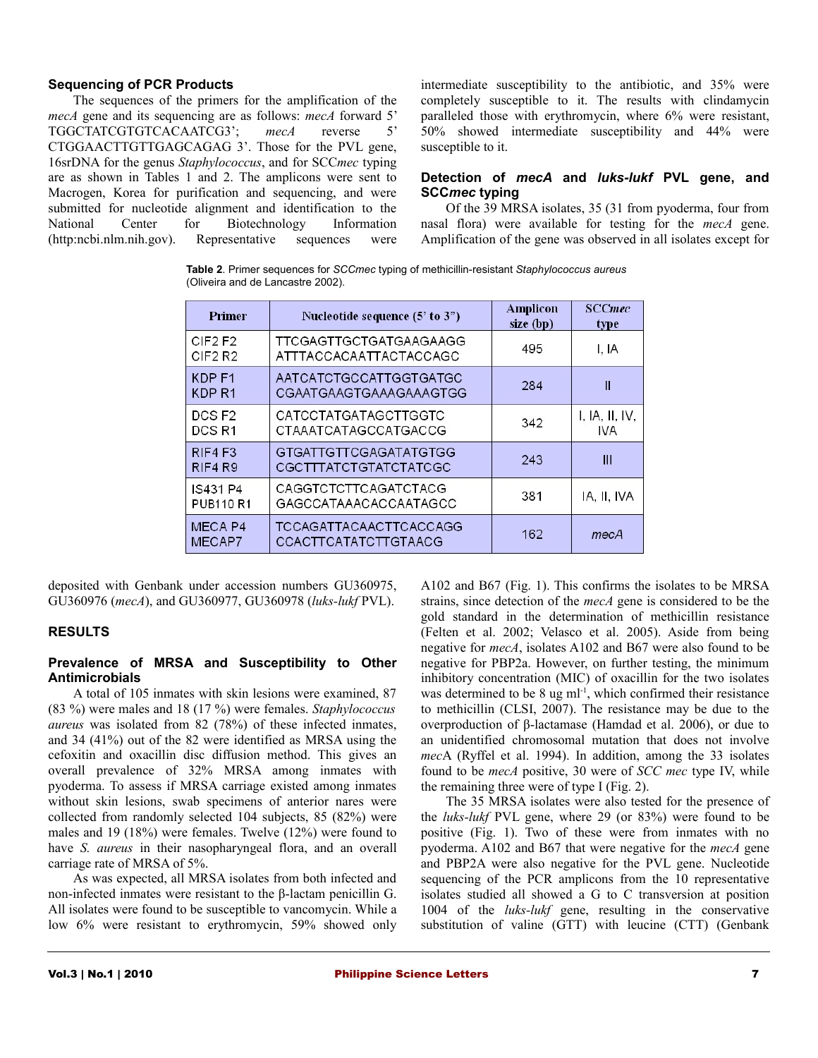### Sequencing of PCR Products

The sequences of the primers for the amplification of the *mecA* gene and its sequencing are as follows: *mecA* forward 5' TGGCTATCGTGTCACAATCG3'; *mecA* reverse 5' CTGGAACTTGTTGAGCAGAG 3'. Those for the PVL gene, 16srDNA for the genus *Staphylococcus*, and for SCC*mec* typing are as shown in Tables 1 and 2. The amplicons were sent to Macrogen, Korea for purification and sequencing, and were submitted for nucleotide alignment and identification to the National Center for Biotechnology Information (http:ncbi.nlm.nih.gov). Representative sequences were deposited with Genbank under accession numbers GU360975, GU360976 (*mecA*), and GU360977, GU360978 (*luks-lukf* PVL).

**Table 2**. Primer sequences for *SCCmec* typing of methicillin-resistant *Staphylococcus aureus* (Oliveira and de Lancastre 2002).

| Primer | Nucleotide sequence (5' to 3") | Amplicon size (bp) | SCC*mec* type |
|---|---|---|---|
| CIF2 F2<br>CIF2 R2 | TTCGAGTTGCTGATGAAGAGG<br>ATTTACCACAATTACTACCAGC | 495 | I, IA |
| KDP F1<br>KDP R1 | AATCATCTGCCATTGGTGATGC<br>CGAATGAAGTGAAAGAAAGTGG | 284 | II |
| DCS F2<br>DCS R1 | CATCCTATGATAGCTTGGTC<br>CTAAATCATAGCCATGACCG | 342 | I, IA, II, IV, IVA |
| RIF4 F3<br>RIF4 R9 | GTGATTGTTCGAGATATGTGG<br>CGCTTTATCTGTATCTATCGC | 243 | III |
| IS431 P4<br>PUB110 R1 | CAGGTCTCTTCAGATCTACG<br>GAGCCATAAACACCAATAGCC | 381 | IA, II, IVA |
| MECA P4<br>MECAP7 | TCCAGATTACAACTTCACCAGG<br>CCACTTCATATCTTGTAACG | 162 | *mecA* |

## RESULTS

### Prevalence of MRSA and Susceptibility to Other Antimicrobials

A total of 105 inmates with skin lesions were examined, 87 (83 %) were males and 18 (17 %) were females. *Staphylococcus aureus* was isolated from 82 (78%) of these infected inmates, and 34 (41%) out of the 82 were identified as MRSA using the cefoxitin and oxacillin disc diffusion method. This gives an overall prevalence of 32% MRSA among inmates with pyoderma. To assess if MRSA carriage existed among inmates without skin lesions, swab specimens of anterior nares were collected from randomly selected 104 subjects, 85 (82%) were males and 19 (18%) were females. Twelve (12%) were found to have *S. aureus* in their nasopharyngeal flora, and an overall carriage rate of MRSA of 5%.

As was expected, all MRSA isolates from both infected and non-infected inmates were resistant to the β-lactam penicillin G. All isolates were found to be susceptible to vancomycin. While a low 6% were resistant to erythromycin, 59% showed only intermediate susceptibility to the antibiotic, and 35% were completely susceptible to it. The results with clindamycin paralleled those with erythromycin, where 6% were resistant, 50% showed intermediate susceptibility and 44% were susceptible to it.

### Detection of *mecA* and *luks-lukf* PVL gene, and SCC*mec* typing

Of the 39 MRSA isolates, 35 (31 from pyoderma, four from nasal flora) were available for testing for the *mecA* gene. Amplification of the gene was observed in all isolates except for A102 and B67 (Fig. 1). This confirms the isolates to be MRSA strains, since detection of the *mecA* gene is considered to be the gold standard in the determination of methicillin resistance (Felten et al. 2002; Velasco et al. 2005). Aside from being negative for *mecA*, isolates A102 and B67 were also found to be negative for PBP2a. However, on further testing, the minimum inhibitory concentration (MIC) of oxacillin for the two isolates was determined to be 8 ug ml$^{-1}$, which confirmed their resistance to methicillin (CLSI, 2007). The resistance may be due to the overproduction of β-lactamase (Hamdad et al. 2006), or due to an unidentified chromosomal mutation that does not involve *mec*A (Ryffel et al. 1994). In addition, among the 33 isolates found to be *mecA* positive, 30 were of *SCC mec* type IV, while the remaining three were of type I (Fig. 2).

The 35 MRSA isolates were also tested for the presence of the *luks-lukf* PVL gene, where 29 (or 83%) were found to be positive (Fig. 1). Two of these were from inmates with no pyoderma. A102 and B67 that were negative for the *mecA* gene and PBP2A were also negative for the PVL gene. Nucleotide sequencing of the PCR amplicons from the 10 representative isolates studied all showed a G to C transversion at position 1004 of the *luks-lukf* gene, resulting in the conservative substitution of valine (GTT) with leucine (CTT) (Genbank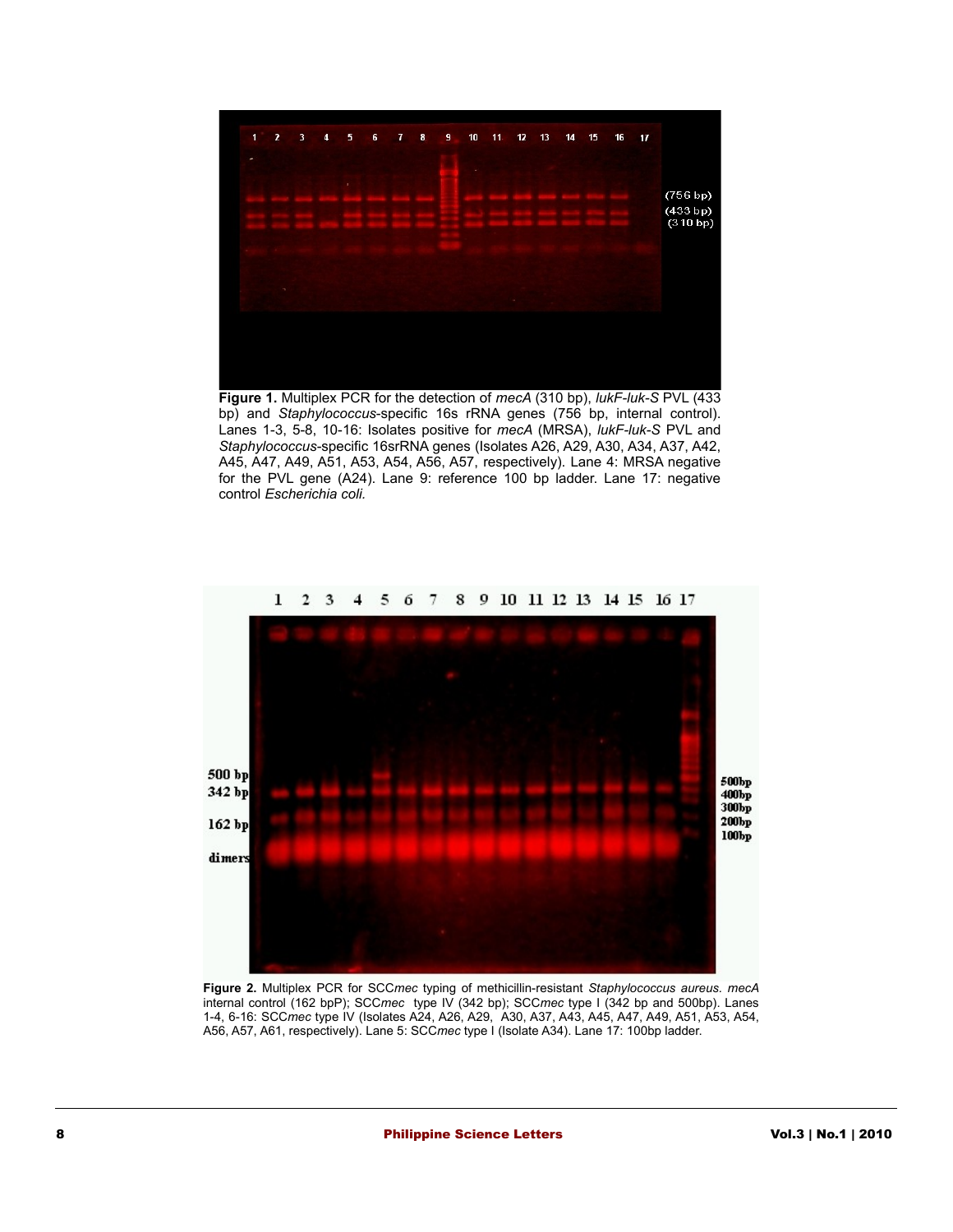**Figure 1.** Multiplex PCR for the detection of *mecA* (310 bp), *lukF-luk-S* PVL (433 bp) and *Staphylococcus*-specific 16s rRNA genes (756 bp, internal control). Lanes 1-3, 5-8, 10-16: Isolates positive for *mecA* (MRSA), *lukF-luk-S* PVL and *Staphylococcus*-specific 16srRNA genes (Isolates A26, A29, A30, A34, A37, A42, A45, A47, A49, A51, A53, A54, A56, A57, respectively). Lane 4: MRSA negative for the PVL gene (A24). Lane 9: reference 100 bp ladder. Lane 17: negative control *Escherichia coli.*

**Figure 2.** Multiplex PCR for SCC*mec* typing of methicillin-resistant *Staphylococcus aureus. mecA* internal control (162 bpP); SCC*mec* type IV (342 bp); SCC*mec* type I (342 bp and 500bp). Lanes 1-4, 6-16: SCC*mec* type IV (Isolates A24, A26, A29, A30, A37, A43, A45, A47, A49, A51, A53, A54, A56, A57, A61, respectively). Lane 5: SCC*mec* type I (Isolate A34). Lane 17: 100bp ladder.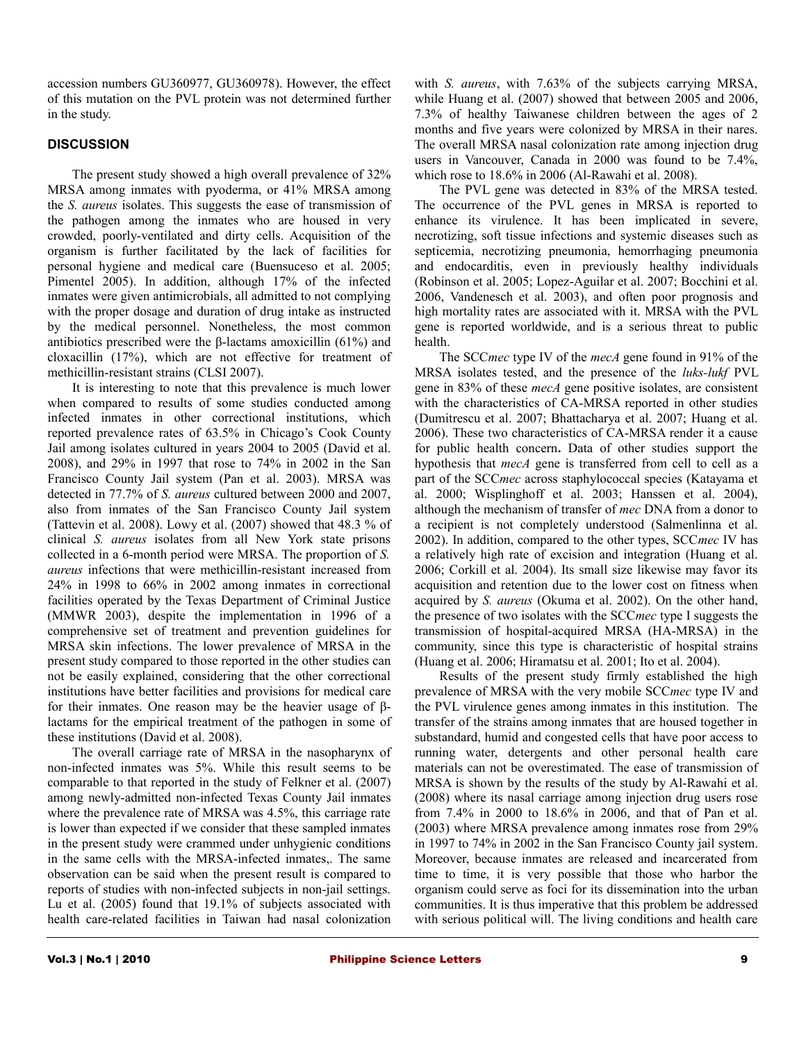accession numbers GU360977, GU360978). However, the effect of this mutation on the PVL protein was not determined further in the study.

## DISCUSSION

The present study showed a high overall prevalence of 32% MRSA among inmates with pyoderma, or 41% MRSA among the *S. aureus* isolates. This suggests the ease of transmission of the pathogen among the inmates who are housed in very crowded, poorly-ventilated and dirty cells. Acquisition of the organism is further facilitated by the lack of facilities for personal hygiene and medical care (Buensuceso et al. 2005; Pimentel 2005). In addition, although 17% of the infected inmates were given antimicrobials, all admitted to not complying with the proper dosage and duration of drug intake as instructed by the medical personnel. Nonetheless, the most common antibiotics prescribed were the β-lactams amoxicillin (61%) and cloxacillin (17%), which are not effective for treatment of methicillin-resistant strains (CLSI 2007).

It is interesting to note that this prevalence is much lower when compared to results of some studies conducted among infected inmates in other correctional institutions, which reported prevalence rates of 63.5% in Chicago's Cook County Jail among isolates cultured in years 2004 to 2005 (David et al. 2008), and 29% in 1997 that rose to 74% in 2002 in the San Francisco County Jail system (Pan et al. 2003). MRSA was detected in 77.7% of *S. aureus* cultured between 2000 and 2007, also from inmates of the San Francisco County Jail system (Tattevin et al. 2008). Lowy et al. (2007) showed that 48.3 % of clinical *S. aureus* isolates from all New York state prisons collected in a 6-month period were MRSA. The proportion of *S. aureus* infections that were methicillin-resistant increased from 24% in 1998 to 66% in 2002 among inmates in correctional facilities operated by the Texas Department of Criminal Justice (MMWR 2003), despite the implementation in 1996 of a comprehensive set of treatment and prevention guidelines for MRSA skin infections. The lower prevalence of MRSA in the present study compared to those reported in the other studies can not be easily explained, considering that the other correctional institutions have better facilities and provisions for medical care for their inmates. One reason may be the heavier usage of β-lactams for the empirical treatment of the pathogen in some of these institutions (David et al. 2008).

The overall carriage rate of MRSA in the nasopharynx of non-infected inmates was 5%. While this result seems to be comparable to that reported in the study of Felkner et al. (2007) among newly-admitted non-infected Texas County Jail inmates where the prevalence rate of MRSA was 4.5%, this carriage rate is lower than expected if we consider that these sampled inmates in the present study were crammed under unhygienic conditions in the same cells with the MRSA-infected inmates,. The same observation can be said when the present result is compared to reports of studies with non-infected subjects in non-jail settings. Lu et al. (2005) found that 19.1% of subjects associated with health care-related facilities in Taiwan had nasal colonization with *S. aureus*, with 7.63% of the subjects carrying MRSA, while Huang et al. (2007) showed that between 2005 and 2006, 7.3% of healthy Taiwanese children between the ages of 2 months and five years were colonized by MRSA in their nares. The overall MRSA nasal colonization rate among injection drug users in Vancouver, Canada in 2000 was found to be 7.4%, which rose to 18.6% in 2006 (Al-Rawahi et al. 2008).

The PVL gene was detected in 83% of the MRSA tested. The occurrence of the PVL genes in MRSA is reported to enhance its virulence. It has been implicated in severe, necrotizing, soft tissue infections and systemic diseases such as septicemia, necrotizing pneumonia, hemorrhaging pneumonia and endocarditis, even in previously healthy individuals (Robinson et al. 2005; Lopez-Aguilar et al. 2007; Bocchini et al. 2006, Vandenesch et al. 2003), and often poor prognosis and high mortality rates are associated with it. MRSA with the PVL gene is reported worldwide, and is a serious threat to public health.

The SCC*mec* type IV of the *mecA* gene found in 91% of the MRSA isolates tested, and the presence of the *luks-lukf* PVL gene in 83% of these *mecA* gene positive isolates, are consistent with the characteristics of CA-MRSA reported in other studies (Dumitrescu et al. 2007; Bhattacharya et al. 2007; Huang et al. 2006). These two characteristics of CA-MRSA render it a cause for public health concern**.** Data of other studies support the hypothesis that *mecA* gene is transferred from cell to cell as a part of the SCC*mec* across staphylococcal species (Katayama et al. 2000; Wisplinghoff et al. 2003; Hanssen et al. 2004), although the mechanism of transfer of *mec* DNA from a donor to a recipient is not completely understood (Salmenlinna et al. 2002). In addition, compared to the other types, SCC*mec* IV has a relatively high rate of excision and integration (Huang et al. 2006; Corkill et al. 2004). Its small size likewise may favor its acquisition and retention due to the lower cost on fitness when acquired by *S. aureus* (Okuma et al. 2002). On the other hand, the presence of two isolates with the SCC*mec* type I suggests the transmission of hospital-acquired MRSA (HA-MRSA) in the community, since this type is characteristic of hospital strains (Huang et al. 2006; Hiramatsu et al. 2001; Ito et al. 2004).

Results of the present study firmly established the high prevalence of MRSA with the very mobile SCC*mec* type IV and the PVL virulence genes among inmates in this institution. The transfer of the strains among inmates that are housed together in substandard, humid and congested cells that have poor access to running water, detergents and other personal health care materials can not be overestimated. The ease of transmission of MRSA is shown by the results of the study by Al-Rawahi et al. (2008) where its nasal carriage among injection drug users rose from 7.4% in 2000 to 18.6% in 2006, and that of Pan et al. (2003) where MRSA prevalence among inmates rose from 29% in 1997 to 74% in 2002 in the San Francisco County jail system. Moreover, because inmates are released and incarcerated from time to time, it is very possible that those who harbor the organism could serve as foci for its dissemination into the urban communities. It is thus imperative that this problem be addressed with serious political will. The living conditions and health care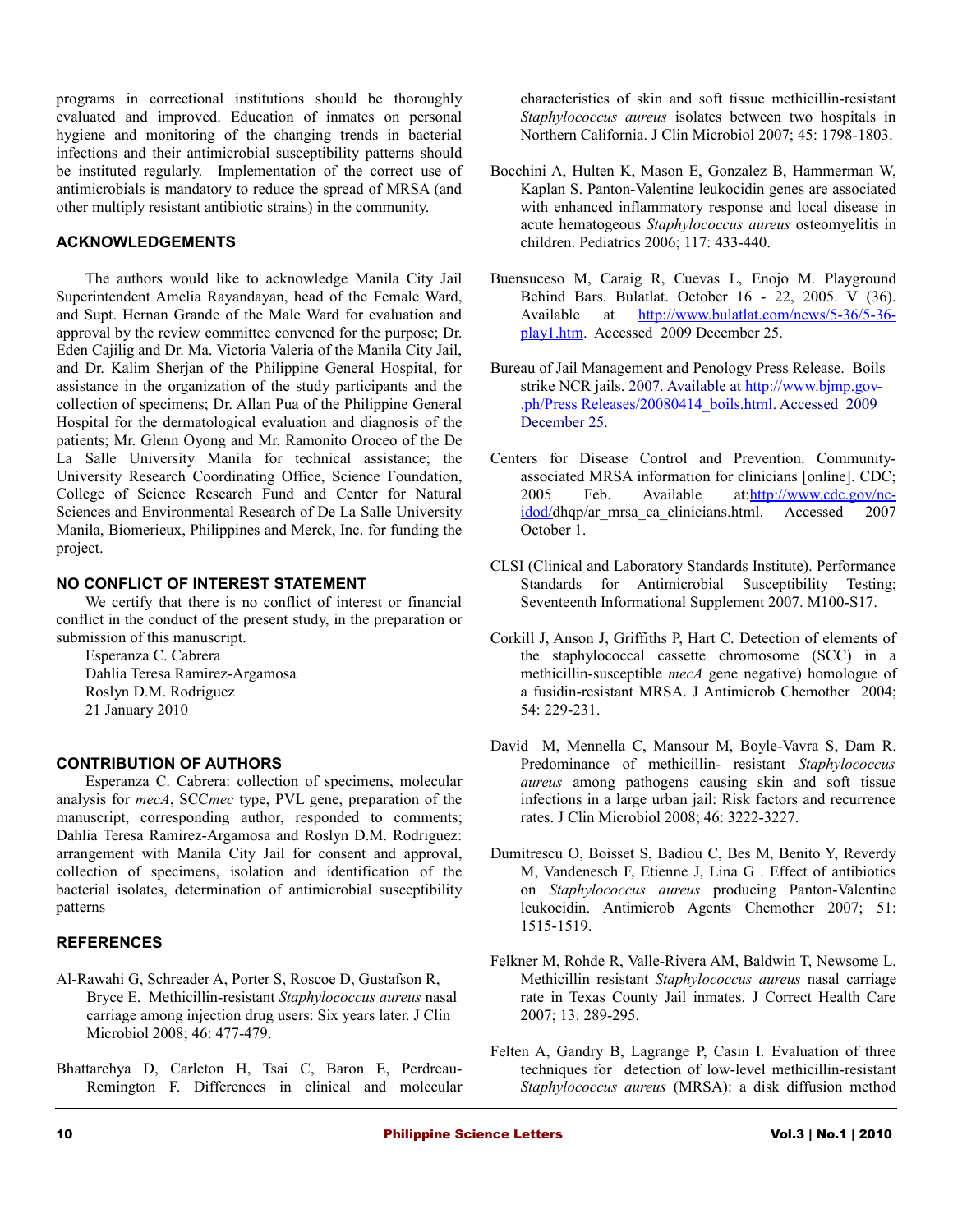programs in correctional institutions should be thoroughly evaluated and improved. Education of inmates on personal hygiene and monitoring of the changing trends in bacterial infections and their antimicrobial susceptibility patterns should be instituted regularly. Implementation of the correct use of antimicrobials is mandatory to reduce the spread of MRSA (and other multiply resistant antibiotic strains) in the community.

## ACKNOWLEDGEMENTS

The authors would like to acknowledge Manila City Jail Superintendent Amelia Rayandayan, head of the Female Ward, and Supt. Hernan Grande of the Male Ward for evaluation and approval by the review committee convened for the purpose; Dr. Eden Cajilig and Dr. Ma. Victoria Valeria of the Manila City Jail, and Dr. Kalim Sherjan of the Philippine General Hospital, for assistance in the organization of the study participants and the collection of specimens; Dr. Allan Pua of the Philippine General Hospital for the dermatological evaluation and diagnosis of the patients; Mr. Glenn Oyong and Mr. Ramonito Oroceo of the De La Salle University Manila for technical assistance; the University Research Coordinating Office, Science Foundation, College of Science Research Fund and Center for Natural Sciences and Environmental Research of De La Salle University Manila, Biomerieux, Philippines and Merck, Inc. for funding the project.

## NO CONFLICT OF INTEREST STATEMENT

We certify that there is no conflict of interest or financial conflict in the conduct of the present study, in the preparation or submission of this manuscript.

Esperanza C. Cabrera
Dahlia Teresa Ramirez-Argamosa
Roslyn D.M. Rodriguez
21 January 2010

## CONTRIBUTION OF AUTHORS

Esperanza C. Cabrera: collection of specimens, molecular analysis for *mecA*, SCC*mec* type, PVL gene, preparation of the manuscript, corresponding author, responded to comments; Dahlia Teresa Ramirez-Argamosa and Roslyn D.M. Rodriguez: arrangement with Manila City Jail for consent and approval, collection of specimens, isolation and identification of the bacterial isolates, determination of antimicrobial susceptibility patterns

## REFERENCES

Al-Rawahi G, Schreader A, Porter S, Roscoe D, Gustafson R, Bryce E. Methicillin-resistant *Staphylococcus aureus* nasal carriage among injection drug users: Six years later. J Clin Microbiol 2008; 46: 477-479.

Bhattarchya D, Carleton H, Tsai C, Baron E, Perdreau-Remington F. Differences in clinical and molecular characteristics of skin and soft tissue methicillin-resistant *Staphylococcus aureus* isolates between two hospitals in Northern California. J Clin Microbiol 2007; 45: 1798-1803.

Bocchini A, Hulten K, Mason E, Gonzalez B, Hammerman W, Kaplan S. Panton-Valentine leukocidin genes are associated with enhanced inflammatory response and local disease in acute hematogeous *Staphylococcus aureus* osteomyelitis in children. Pediatrics 2006; 117: 433-440.

Buensuceso M, Caraig R, Cuevas L, Enojo M. Playground Behind Bars. Bulatlat. October 16 - 22, 2005. V (36). Available at http://www.bulatlat.com/news/5-36/5-36-play1.htm. Accessed 2009 December 25.

Bureau of Jail Management and Penology Press Release. Boils strike NCR jails. 2007. Available at http://www.bjmp.gov-.ph/Press Releases/20080414_boils.html. Accessed 2009 December 25.

Centers for Disease Control and Prevention. Community-associated MRSA information for clinicians [online]. CDC; 2005 Feb. Available at:http://www.cdc.gov/nc-idod/dhqp/ar_mrsa_ca_clinicians.html. Accessed 2007 October 1.

CLSI (Clinical and Laboratory Standards Institute). Performance Standards for Antimicrobial Susceptibility Testing; Seventeenth Informational Supplement 2007. M100-S17.

Corkill J, Anson J, Griffiths P, Hart C. Detection of elements of the staphylococcal cassette chromosome (SCC) in a methicillin-susceptible *mecA* gene negative) homologue of a fusidin-resistant MRSA. J Antimicrob Chemother 2004; 54: 229-231.

David M, Mennella C, Mansour M, Boyle-Vavra S, Dam R. Predominance of methicillin- resistant *Staphylococcus aureus* among pathogens causing skin and soft tissue infections in a large urban jail: Risk factors and recurrence rates. J Clin Microbiol 2008; 46: 3222-3227.

Dumitrescu O, Boisset S, Badiou C, Bes M, Benito Y, Reverdy M, Vandenesch F, Etienne J, Lina G . Effect of antibiotics on *Staphylococcus aureus* producing Panton-Valentine leukocidin. Antimicrob Agents Chemother 2007; 51: 1515-1519.

Felkner M, Rohde R, Valle-Rivera AM, Baldwin T, Newsome L. Methicillin resistant *Staphylococcus aureus* nasal carriage rate in Texas County Jail inmates. J Correct Health Care 2007; 13: 289-295.

Felten A, Gandry B, Lagrange P, Casin I. Evaluation of three techniques for detection of low-level methicillin-resistant *Staphylococcus aureus* (MRSA): a disk diffusion method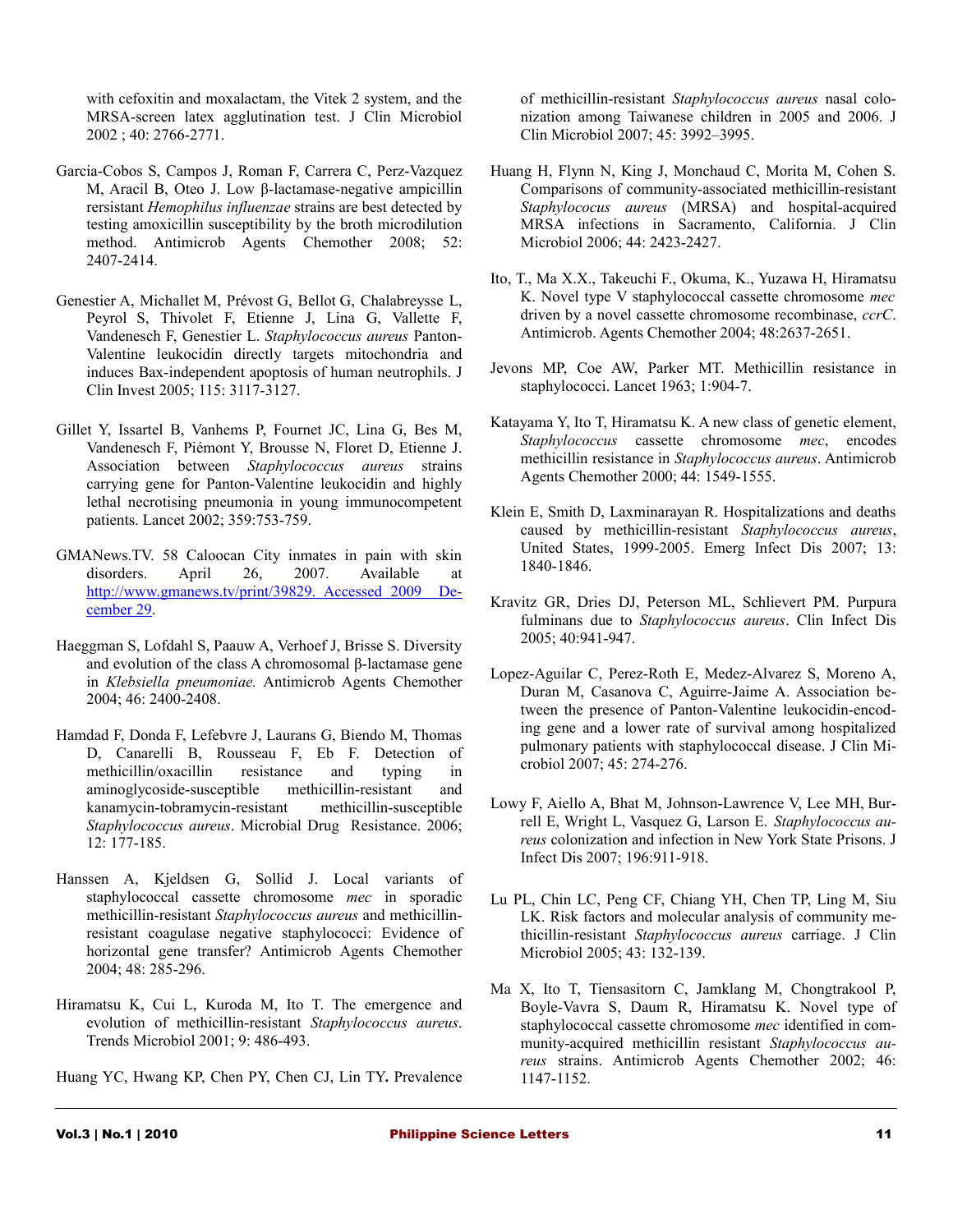with cefoxitin and moxalactam, the Vitek 2 system, and the MRSA-screen latex agglutination test. J Clin Microbiol 2002 ; 40: 2766-2771.

Garcia-Cobos S, Campos J, Roman F, Carrera C, Perz-Vazquez M, Aracil B, Oteo J. Low β-lactamase-negative ampicillin rersistant *Hemophilus influenzae* strains are best detected by testing amoxicillin susceptibility by the broth microdilution method. Antimicrob Agents Chemother 2008; 52: 2407-2414.

Genestier A, Michallet M, Prévost G, Bellot G, Chalabreysse L, Peyrol S, Thivolet F, Etienne J, Lina G, Vallette F, Vandenesch F, Genestier L. *Staphylococcus aureus* Panton-Valentine leukocidin directly targets mitochondria and induces Bax-independent apoptosis of human neutrophils. J Clin Invest 2005; 115: 3117-3127.

Gillet Y, Issartel B, Vanhems P, Fournet JC, Lina G, Bes M, Vandenesch F, Piémont Y, Brousse N, Floret D, Etienne J. Association between *Staphylococcus aureus* strains carrying gene for Panton-Valentine leukocidin and highly lethal necrotising pneumonia in young immunocompetent patients. Lancet 2002; 359:753-759.

GMANews.TV. 58 Caloocan City inmates in pain with skin disorders. April 26, 2007. Available at http://www.gmanews.tv/print/39829. Accessed 2009 December 29.

Haeggman S, Lofdahl S, Paauw A, Verhoef J, Brisse S. Diversity and evolution of the class A chromosomal β-lactamase gene in *Klebsiella pneumoniae.* Antimicrob Agents Chemother 2004; 46: 2400-2408.

Hamdad F, Donda F, Lefebvre J, Laurans G, Biendo M, Thomas D, Canarelli B, Rousseau F, Eb F. Detection of methicillin/oxacillin resistance and typing in aminoglycoside-susceptible methicillin-resistant and kanamycin-tobramycin-resistant methicillin-susceptible *Staphylococcus aureus*. Microbial Drug Resistance. 2006; 12: 177-185.

Hanssen A, Kjeldsen G, Sollid J. Local variants of staphylococcal cassette chromosome *mec* in sporadic methicillin-resistant *Staphylococcus aureus* and methicillin-resistant coagulase negative staphylococci: Evidence of horizontal gene transfer? Antimicrob Agents Chemother 2004; 48: 285-296.

Hiramatsu K, Cui L, Kuroda M, Ito T. The emergence and evolution of methicillin-resistant *Staphylococcus aureus*. Trends Microbiol 2001; 9: 486-493.

Huang YC, Hwang KP, Chen PY, Chen CJ, Lin TY**.** Prevalence of methicillin-resistant *Staphylococcus aureus* nasal colonization among Taiwanese children in 2005 and 2006. J Clin Microbiol 2007; 45: 3992–3995.

Huang H, Flynn N, King J, Monchaud C, Morita M, Cohen S. Comparisons of community-associated methicillin-resistant *Staphylococus aureus* (MRSA) and hospital-acquired MRSA infections in Sacramento, California. J Clin Microbiol 2006; 44: 2423-2427.

Ito, T., Ma X.X., Takeuchi F., Okuma, K., Yuzawa H, Hiramatsu K. Novel type V staphylococcal cassette chromosome *mec* driven by a novel cassette chromosome recombinase, *ccrC*. Antimicrob. Agents Chemother 2004; 48:2637-2651.

Jevons MP, Coe AW, Parker MT. Methicillin resistance in staphylococci. Lancet 1963; 1:904-7.

Katayama Y, Ito T, Hiramatsu K. A new class of genetic element, *Staphylococcus* cassette chromosome *mec*, encodes methicillin resistance in *Staphylococcus aureus*. Antimicrob Agents Chemother 2000; 44: 1549-1555.

Klein E, Smith D, Laxminarayan R. Hospitalizations and deaths caused by methicillin-resistant *Staphylococcus aureus*, United States, 1999-2005. Emerg Infect Dis 2007; 13: 1840-1846.

Kravitz GR, Dries DJ, Peterson ML, Schlievert PM. Purpura fulminans due to *Staphylococcus aureus*. Clin Infect Dis 2005; 40:941-947.

Lopez-Aguilar C, Perez-Roth E, Medez-Alvarez S, Moreno A, Duran M, Casanova C, Aguirre-Jaime A. Association between the presence of Panton-Valentine leukocidin-encoding gene and a lower rate of survival among hospitalized pulmonary patients with staphylococcal disease. J Clin Microbiol 2007; 45: 274-276.

Lowy F, Aiello A, Bhat M, Johnson-Lawrence V, Lee MH, Burrell E, Wright L, Vasquez G, Larson E. *Staphylococcus aureus* colonization and infection in New York State Prisons. J Infect Dis 2007; 196:911-918.

Lu PL, Chin LC, Peng CF, Chiang YH, Chen TP, Ling M, Siu LK. Risk factors and molecular analysis of community methicillin-resistant *Staphylococcus aureus* carriage. J Clin Microbiol 2005; 43: 132-139.

Ma X, Ito T, Tiensasitorn C, Jamklang M, Chongtrakool P, Boyle-Vavra S, Daum R, Hiramatsu K. Novel type of staphylococcal cassette chromosome *mec* identified in community-acquired methicillin resistant *Staphylococcus aureus* strains. Antimicrob Agents Chemother 2002; 46: 1147-1152.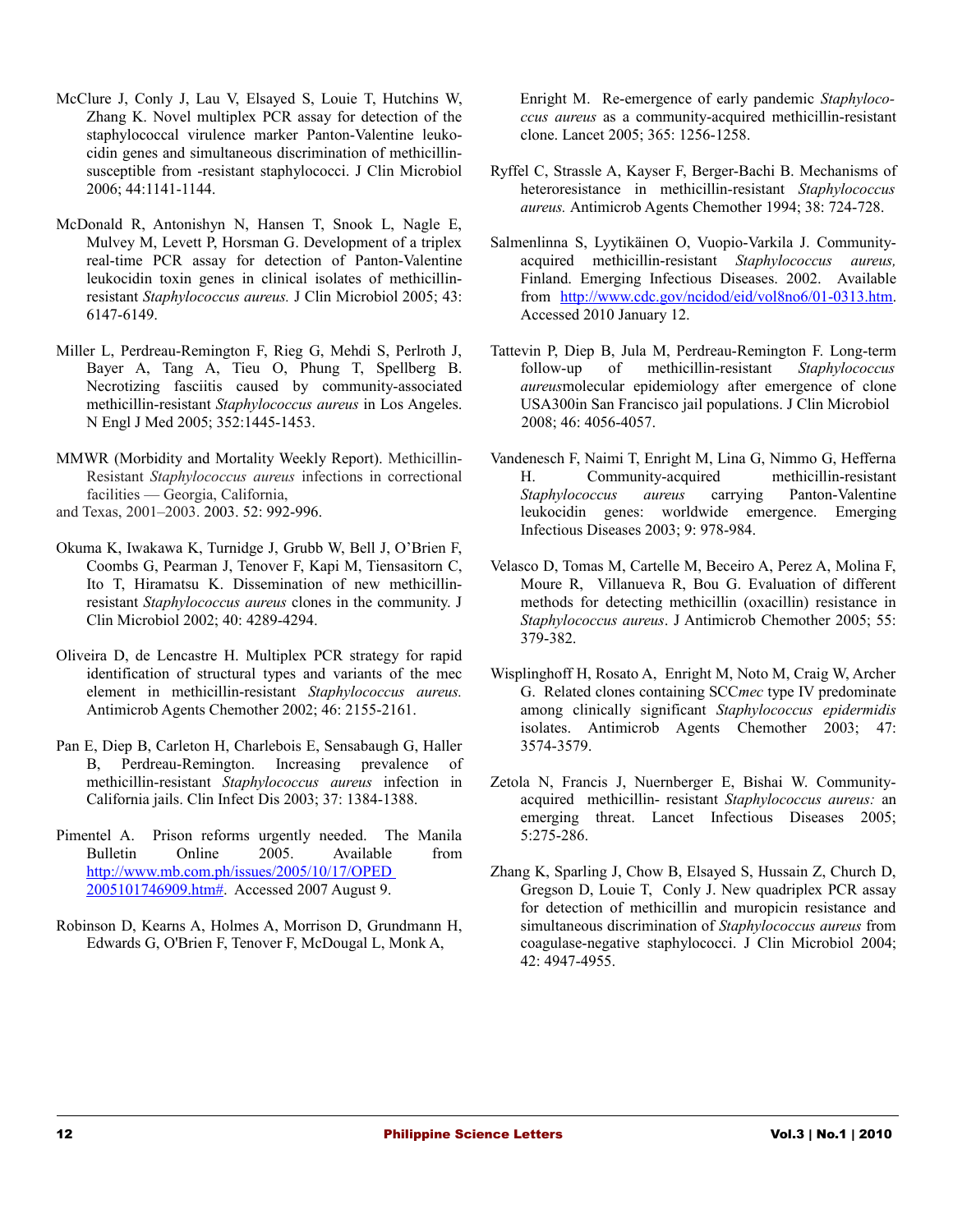McClure J, Conly J, Lau V, Elsayed S, Louie T, Hutchins W, Zhang K. Novel multiplex PCR assay for detection of the staphylococcal virulence marker Panton-Valentine leukocidin genes and simultaneous discrimination of methicillin-susceptible from -resistant staphylococci. J Clin Microbiol 2006; 44:1141-1144.

McDonald R, Antonishyn N, Hansen T, Snook L, Nagle E, Mulvey M, Levett P, Horsman G. Development of a triplex real-time PCR assay for detection of Panton-Valentine leukocidin toxin genes in clinical isolates of methicillin-resistant *Staphylococcus aureus.* J Clin Microbiol 2005; 43: 6147-6149.

Miller L, Perdreau-Remington F, Rieg G, Mehdi S, Perlroth J, Bayer A, Tang A, Tieu O, Phung T, Spellberg B. Necrotizing fasciitis caused by community-associated methicillin-resistant *Staphylococcus aureus* in Los Angeles. N Engl J Med 2005; 352:1445-1453.

MMWR (Morbidity and Mortality Weekly Report). Methicillin-Resistant *Staphylococcus aureus* infections in correctional facilities — Georgia, California, and Texas, 2001–2003. 2003. 52: 992-996.

Okuma K, Iwakawa K, Turnidge J, Grubb W, Bell J, O'Brien F, Coombs G, Pearman J, Tenover F, Kapi M, Tiensasitorn C, Ito T, Hiramatsu K. Dissemination of new methicillin-resistant *Staphylococcus aureus* clones in the community. J Clin Microbiol 2002; 40: 4289-4294.

Oliveira D, de Lencastre H. Multiplex PCR strategy for rapid identification of structural types and variants of the mec element in methicillin-resistant *Staphylococcus aureus.* Antimicrob Agents Chemother 2002; 46: 2155-2161.

Pan E, Diep B, Carleton H, Charlebois E, Sensabaugh G, Haller B, Perdreau-Remington. Increasing prevalence of methicillin-resistant *Staphylococcus aureus* infection in California jails. Clin Infect Dis 2003; 37: 1384-1388.

Pimentel A. Prison reforms urgently needed. The Manila Bulletin Online 2005. Available from http://www.mb.com.ph/issues/2005/10/17/OPED2005101746909.htm#. Accessed 2007 August 9.

Robinson D, Kearns A, Holmes A, Morrison D, Grundmann H, Edwards G, O'Brien F, Tenover F, McDougal L, Monk A, Enright M. Re-emergence of early pandemic *Staphylococcus aureus* as a community-acquired methicillin-resistant clone. Lancet 2005; 365: 1256-1258.

Ryffel C, Strassle A, Kayser F, Berger-Bachi B. Mechanisms of heteroresistance in methicillin-resistant *Staphylococcus aureus.* Antimicrob Agents Chemother 1994; 38: 724-728.

Salmenlinna S, Lyytikäinen O, Vuopio-Varkila J. Community-acquired methicillin-resistant *Staphylococcus aureus,* Finland. Emerging Infectious Diseases. 2002. Available from http://www.cdc.gov/ncidod/eid/vol8no6/01-0313.htm. Accessed 2010 January 12.

Tattevin P, Diep B, Jula M, Perdreau-Remington F. Long-term follow-up of methicillin-resistant *Staphylococcus aureus*molecular epidemiology after emergence of clone USA300in San Francisco jail populations. J Clin Microbiol 2008; 46: 4056-4057.

Vandenesch F, Naimi T, Enright M, Lina G, Nimmo G, Hefferna H. Community-acquired methicillin-resistant *Staphylococcus aureus* carrying Panton-Valentine leukocidin genes: worldwide emergence. Emerging Infectious Diseases 2003; 9: 978-984.

Velasco D, Tomas M, Cartelle M, Beceiro A, Perez A, Molina F, Moure R, Villanueva R, Bou G. Evaluation of different methods for detecting methicillin (oxacillin) resistance in *Staphylococcus aureus*. J Antimicrob Chemother 2005; 55: 379-382.

Wisplinghoff H, Rosato A, Enright M, Noto M, Craig W, Archer G. Related clones containing SCC*mec* type IV predominate among clinically significant *Staphylococcus epidermidis* isolates. Antimicrob Agents Chemother 2003; 47: 3574-3579.

Zetola N, Francis J, Nuernberger E, Bishai W. Community-acquired methicillin- resistant *Staphylococcus aureus:* an emerging threat. Lancet Infectious Diseases 2005; 5:275-286.

Zhang K, Sparling J, Chow B, Elsayed S, Hussain Z, Church D, Gregson D, Louie T, Conly J. New quadriplex PCR assay for detection of methicillin and muropicin resistance and simultaneous discrimination of *Staphylococcus aureus* from coagulase-negative staphylococci. J Clin Microbiol 2004; 42: 4947-4955.